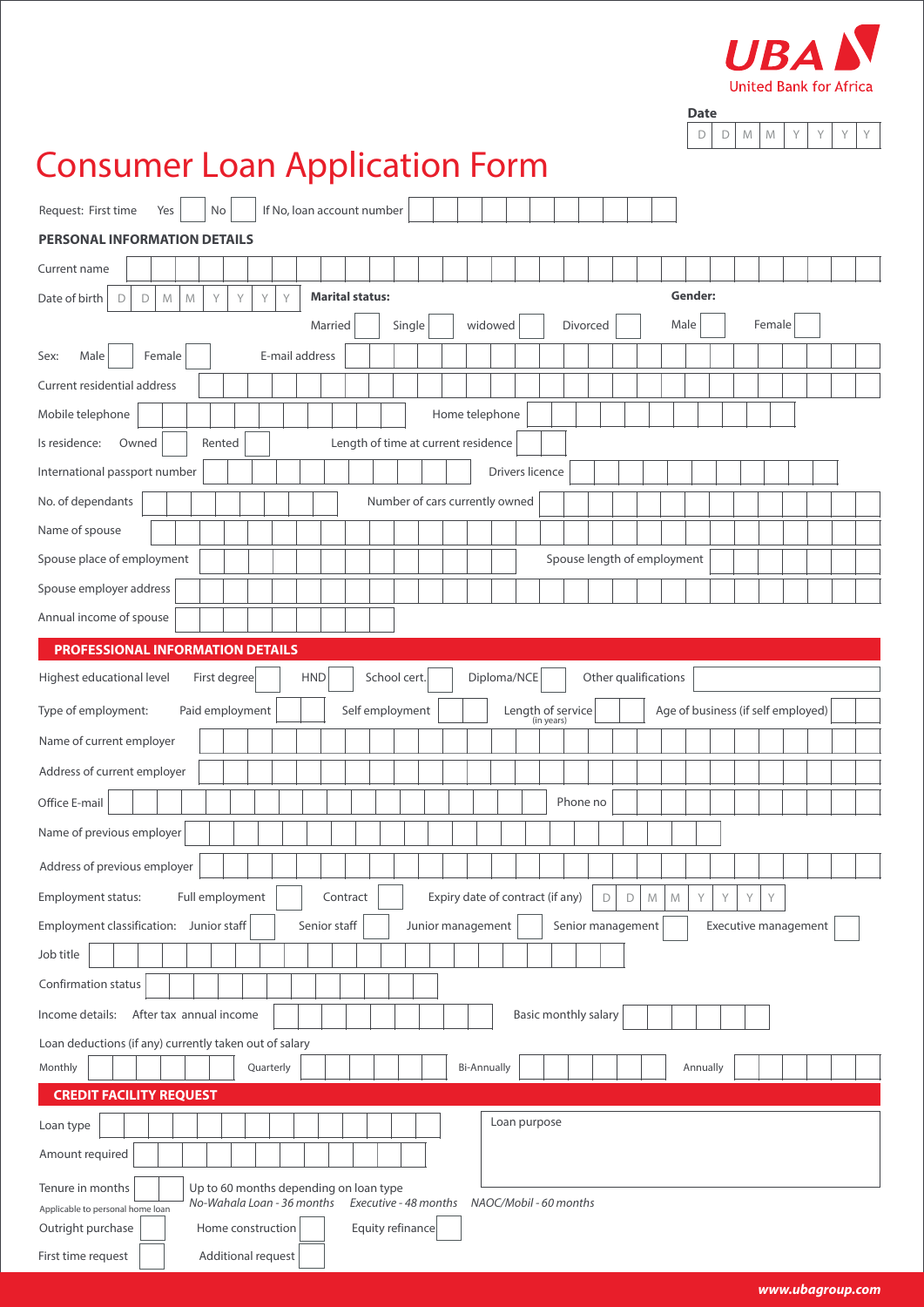UBA
United Bank for Africa

Date: D D M M Y Y Y Y

# Consumer Loan Application Form

Request: First time Yes [ ] No [ ] If No, loan account number [ ]

**PERSONAL INFORMATION DETAILS**

Current name [ ]

Date of birth D D M M Y Y Y Y **Marital status:** Married [ ] Single [ ] widowed [ ] Divorced [ ] **Gender:** Male [ ] Female [ ]

Sex: Male [ ] Female [ ] E-mail address [ ]

Current residential address [ ]

Mobile telephone [ ] Home telephone [ ]

Is residence: Owned [ ] Rented [ ] Length of time at current residence [ ]

International passport number [ ] Drivers licence [ ]

No. of dependants [ ] Number of cars currently owned [ ]

Name of spouse [ ]

Spouse place of employment [ ] Spouse length of employment [ ]

Spouse employer address [ ]

Annual income of spouse [ ]

## PROFESSIONAL INFORMATION DETAILS

Highest educational level First degree [ ] HND [ ] School cert. [ ] Diploma/NCE [ ] Other qualifications [ ]

Type of employment: Paid employment [ ] Self employment [ ] Length of service (in years) [ ] Age of business (if self employed) [ ]

Name of current employer [ ]

Address of current employer [ ]

Office E-mail [ ] Phone no [ ]

Name of previous employer [ ]

Address of previous employer [ ]

Employment status: Full employment [ ] Contract [ ] Expiry date of contract (if any) D D M M Y Y Y Y

Employment classification: Junior staff [ ] Senior staff [ ] Junior management [ ] Senior management [ ] Executive management [ ]

Job title [ ]

Confirmation status [ ]

Income details: After tax annual income [ ] Basic monthly salary [ ]

Loan deductions (if any) currently taken out of salary

Monthly [ ] Quarterly [ ] Bi-Annually [ ] Annually [ ]

## CREDIT FACILITY REQUEST

Loan type [ ]

Loan purpose [ ]

Amount required [ ]

Tenure in months [ ] Up to 60 months depending on loan type
*No-Wahala Loan - 36 months Executive - 48 months NAOC/Mobil - 60 months*

Applicable to personal home loan

Outright purchase [ ] Home construction [ ] Equity refinance [ ]

First time request [ ] Additional request [ ]

***www.ubagroup.com***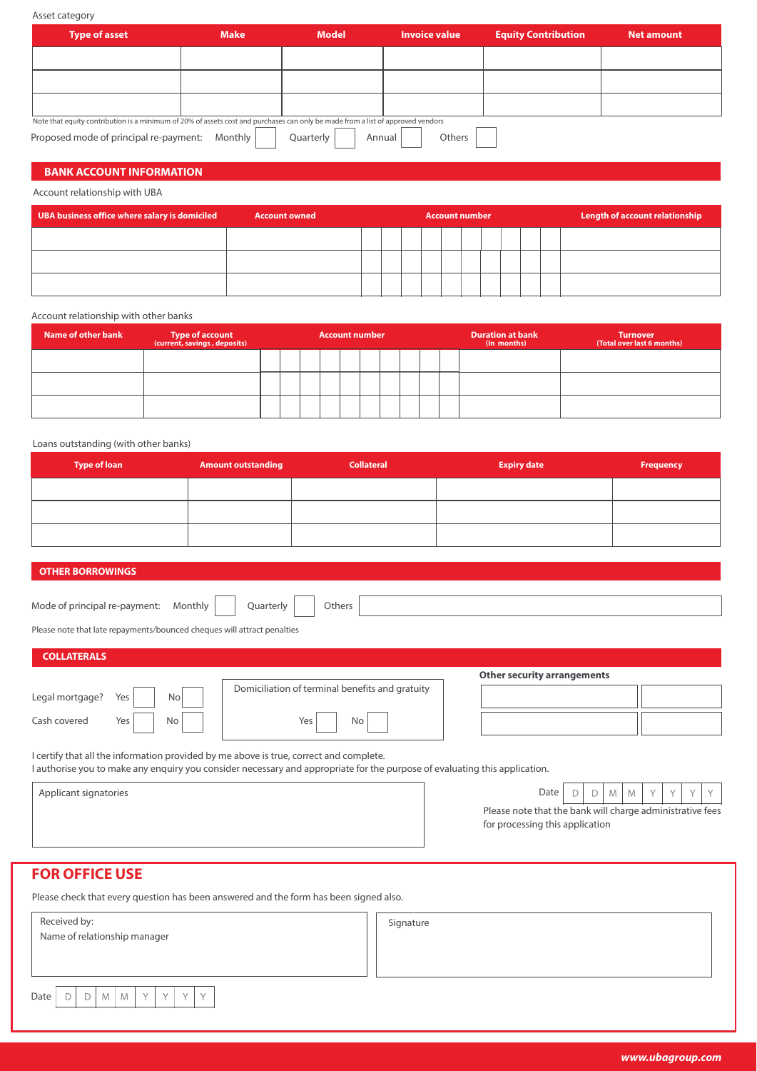Asset category

| Type of asset | Make | Model | Invoice value | Equity Contribution | Net amount |
|---|---|---|---|---|---|
| | | | | | |
| | | | | | |
| | | | | | |

Note that equity contribution is a minimum of 20% of assets cost and purchases can only be made from a list of approved vendors

Proposed mode of principal re-payment: Monthly ☐ Quarterly ☐ Annual ☐ Others ☐

## BANK ACCOUNT INFORMATION

Account relationship with UBA

| UBA business office where salary is domiciled | Account owned | Account number | Length of account relationship |
|---|---|---|---|
| | | | |
| | | | |
| | | | |

Account relationship with other banks

| Name of other bank | Type of account (current, savings , deposits) | Account number | Duration at bank (In months) | Turnover (Total over last 6 months) |
|---|---|---|---|---|
| | | | | |
| | | | | |
| | | | | |

Loans outstanding (with other banks)

| Type of loan | Amount outstanding | Collateral | Expiry date | Frequency |
|---|---|---|---|---|
| | | | | |
| | | | | |
| | | | | |

## OTHER BORROWINGS

Mode of principal re-payment: Monthly ☐ Quarterly ☐ Others ____________

Please note that late repayments/bounced cheques will attract penalties

## COLLATERALS

Legal mortgage? Yes ☐ No ☐

Cash covered Yes ☐ No ☐

Domiciliation of terminal benefits and gratuity

Yes ☐ No ☐

**Other security arrangements**

| | |
|---|---|
| | |
| | |

I certify that all the information provided by me above is true, correct and complete.

I authorise you to make any enquiry you consider necessary and appropriate for the purpose of evaluating this application.

Applicant signatories

Date D D M M Y Y Y Y

Please note that the bank will charge administrative fees for processing this application

## FOR OFFICE USE

Please check that every question has been answered and the form has been signed also.

Received by:
Name of relationship manager

Signature

Date D D M M Y Y Y Y

*www.ubagroup.com*